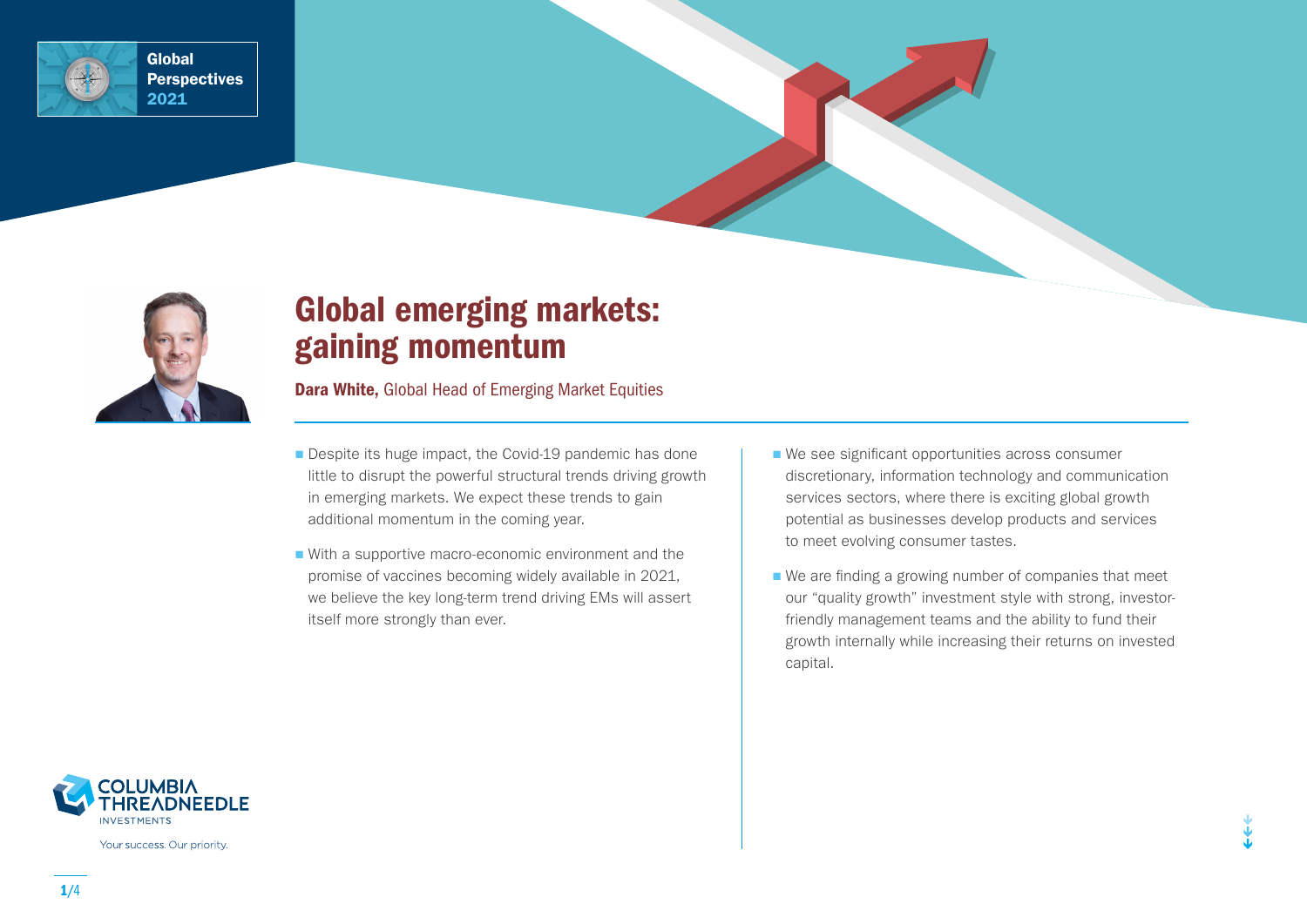Global Perspectives 2021

# Global emerging markets: gaining momentum

**Dara White,** Global Head of Emerging Market Equities

- Despite its huge impact, the Covid-19 pandemic has done little to disrupt the powerful structural trends driving growth in emerging markets. We expect these trends to gain additional momentum in the coming year.
- With a supportive macro-economic environment and the promise of vaccines becoming widely available in 2021, we believe the key long-term trend driving EMs will assert itself more strongly than ever.
- We see significant opportunities across consumer discretionary, information technology and communication services sectors, where there is exciting global growth potential as businesses develop products and services to meet evolving consumer tastes.
- We are finding a growing number of companies that meet our "quality growth" investment style with strong, investor-friendly management teams and the ability to fund their growth internally while increasing their returns on invested capital.

COLUMBIA THREADNEEDLE INVESTMENTS

Your success. Our priority.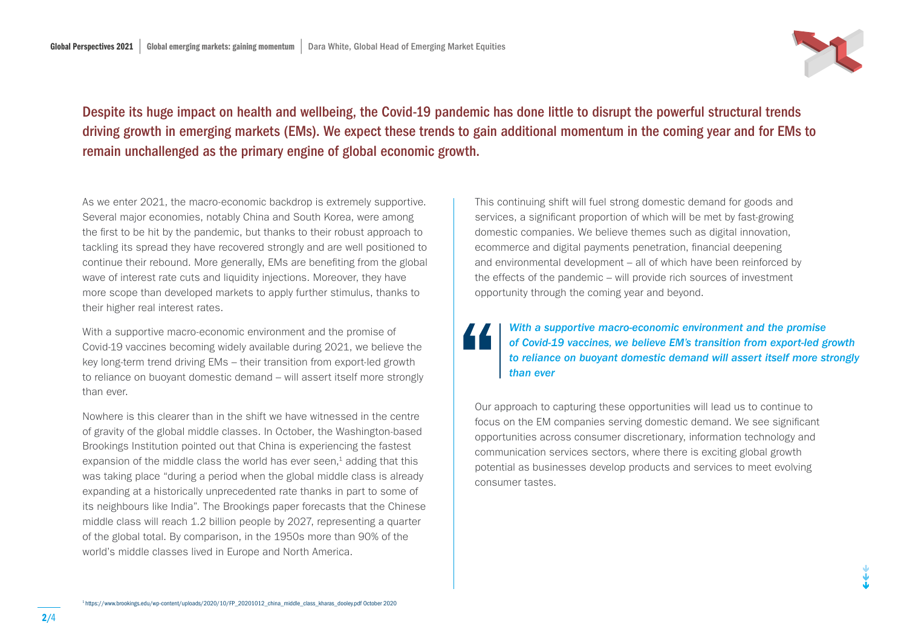**Despite its huge impact on health and wellbeing, the Covid-19 pandemic has done little to disrupt the powerful structural trends driving growth in emerging markets (EMs). We expect these trends to gain additional momentum in the coming year and for EMs to remain unchallenged as the primary engine of global economic growth.**

As we enter 2021, the macro-economic backdrop is extremely supportive. Several major economies, notably China and South Korea, were among the first to be hit by the pandemic, but thanks to their robust approach to tackling its spread they have recovered strongly and are well positioned to continue their rebound. More generally, EMs are benefiting from the global wave of interest rate cuts and liquidity injections. Moreover, they have more scope than developed markets to apply further stimulus, thanks to their higher real interest rates.

With a supportive macro-economic environment and the promise of Covid-19 vaccines becoming widely available during 2021, we believe the key long-term trend driving EMs – their transition from export-led growth to reliance on buoyant domestic demand – will assert itself more strongly than ever.

Nowhere is this clearer than in the shift we have witnessed in the centre of gravity of the global middle classes. In October, the Washington-based Brookings Institution pointed out that China is experiencing the fastest expansion of the middle class the world has ever seen,[1] adding that this was taking place "during a period when the global middle class is already expanding at a historically unprecedented rate thanks in part to some of its neighbours like India". The Brookings paper forecasts that the Chinese middle class will reach 1.2 billion people by 2027, representing a quarter of the global total. By comparison, in the 1950s more than 90% of the world's middle classes lived in Europe and North America.

This continuing shift will fuel strong domestic demand for goods and services, a significant proportion of which will be met by fast-growing domestic companies. We believe themes such as digital innovation, ecommerce and digital payments penetration, financial deepening and environmental development – all of which have been reinforced by the effects of the pandemic – will provide rich sources of investment opportunity through the coming year and beyond.

> *With a supportive macro-economic environment and the promise of Covid-19 vaccines, we believe EM's transition from export-led growth to reliance on buoyant domestic demand will assert itself more strongly than ever*

Our approach to capturing these opportunities will lead us to continue to focus on the EM companies serving domestic demand. We see significant opportunities across consumer discretionary, information technology and communication services sectors, where there is exciting global growth potential as businesses develop products and services to meet evolving consumer tastes.

[1] https://www.brookings.edu/wp-content/uploads/2020/10/FP_20201012_china_middle_class_kharas_dooley.pdf October 2020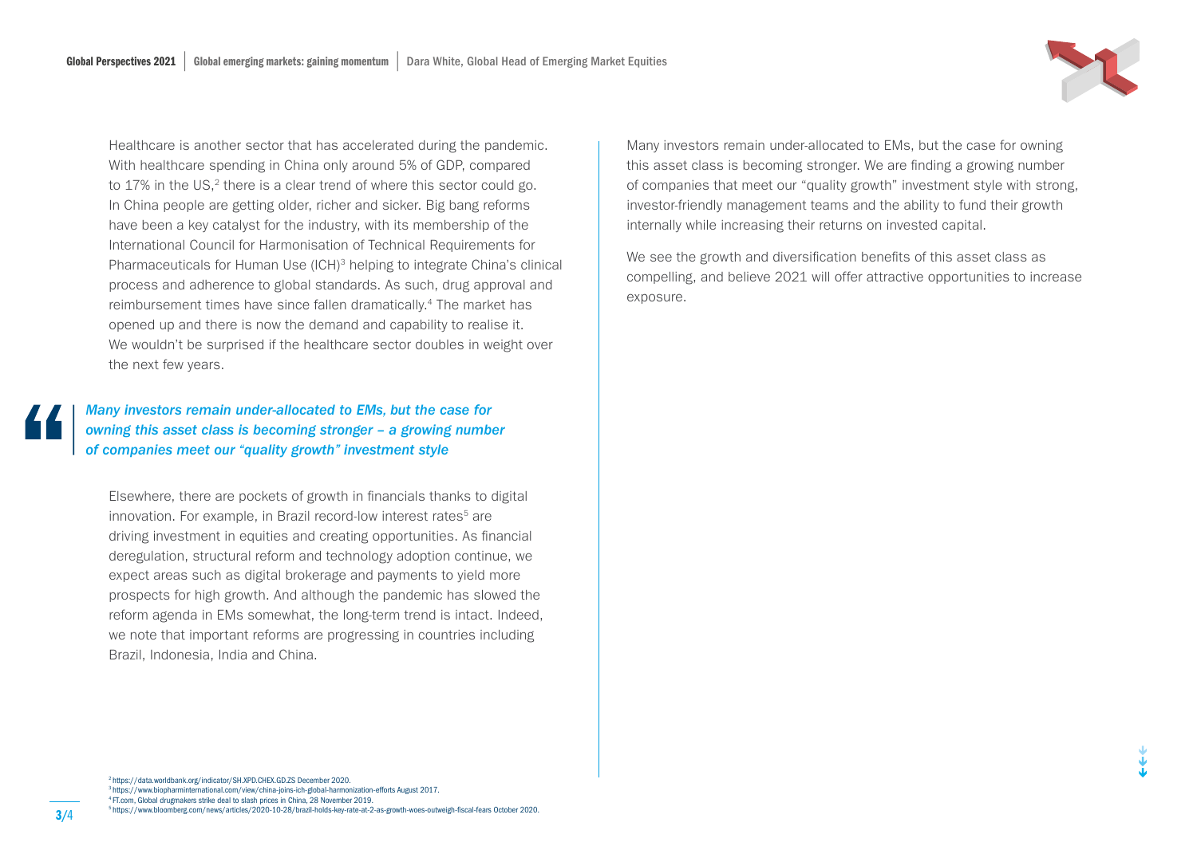Healthcare is another sector that has accelerated during the pandemic. With healthcare spending in China only around 5% of GDP, compared to 17% in the US,[2] there is a clear trend of where this sector could go. In China people are getting older, richer and sicker. Big bang reforms have been a key catalyst for the industry, with its membership of the International Council for Harmonisation of Technical Requirements for Pharmaceuticals for Human Use (ICH)[3] helping to integrate China's clinical process and adherence to global standards. As such, drug approval and reimbursement times have since fallen dramatically.[4] The market has opened up and there is now the demand and capability to realise it. We wouldn't be surprised if the healthcare sector doubles in weight over the next few years.

> ***Many investors remain under-allocated to EMs, but the case for owning this asset class is becoming stronger – a growing number of companies meet our "quality growth" investment style***

Elsewhere, there are pockets of growth in financials thanks to digital innovation. For example, in Brazil record-low interest rates[5] are driving investment in equities and creating opportunities. As financial deregulation, structural reform and technology adoption continue, we expect areas such as digital brokerage and payments to yield more prospects for high growth. And although the pandemic has slowed the reform agenda in EMs somewhat, the long-term trend is intact. Indeed, we note that important reforms are progressing in countries including Brazil, Indonesia, India and China.

Many investors remain under-allocated to EMs, but the case for owning this asset class is becoming stronger. We are finding a growing number of companies that meet our "quality growth" investment style with strong, investor-friendly management teams and the ability to fund their growth internally while increasing their returns on invested capital.

We see the growth and diversification benefits of this asset class as compelling, and believe 2021 will offer attractive opportunities to increase exposure.

[2] https://data.worldbank.org/indicator/SH.XPD.CHEX.GD.ZS December 2020.
[3] https://www.biopharminternational.com/view/china-joins-ich-global-harmonization-efforts August 2017.
[4] FT.com, Global drugmakers strike deal to slash prices in China, 28 November 2019.
[5] https://www.bloomberg.com/news/articles/2020-10-28/brazil-holds-key-rate-at-2-as-growth-woes-outweigh-fiscal-fears October 2020.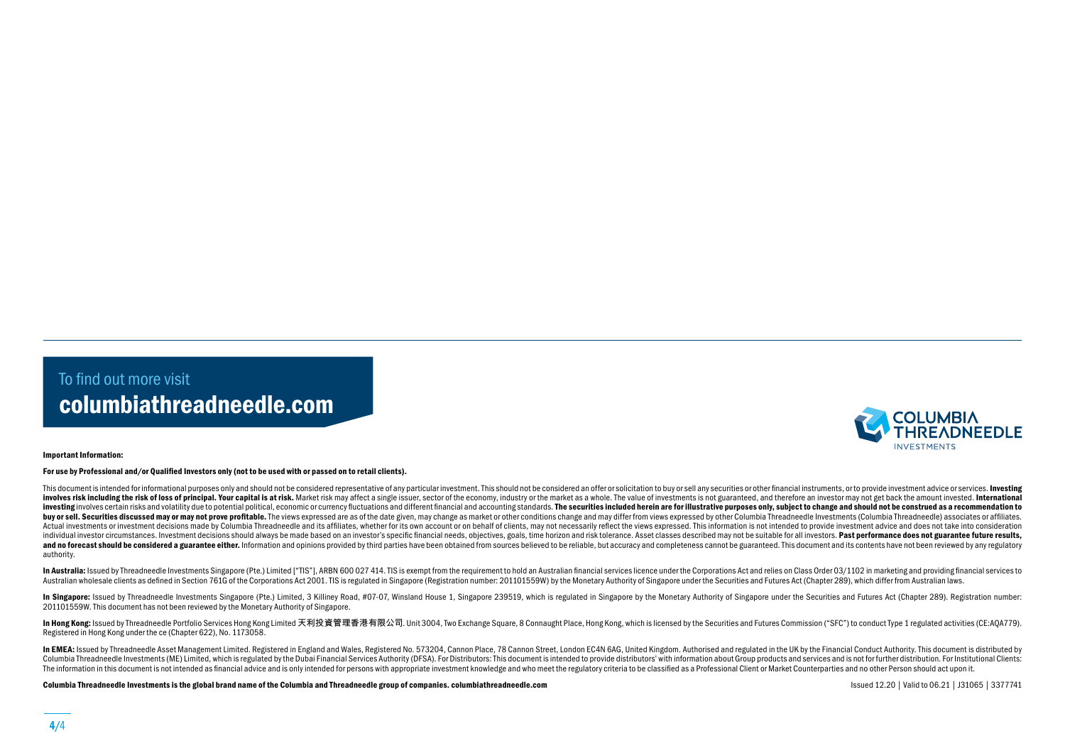To find out more visit
**columbiathreadneedle.com**

**Important Information:**

**For use by Professional and/or Qualified Investors only (not to be used with or passed on to retail clients).**

This document is intended for informational purposes only and should not be considered representative of any particular investment. This should not be considered an offer or solicitation to buy or sell any securities or other financial instruments, or to provide investment advice or services. **Investing involves risk including the risk of loss of principal. Your capital is at risk.** Market risk may affect a single issuer, sector of the economy, industry or the market as a whole. The value of investments is not guaranteed, and therefore an investor may not get back the amount invested. **International investing** involves certain risks and volatility due to potential political, economic or currency fluctuations and different financial and accounting standards. **The securities included herein are for illustrative purposes only, subject to change and should not be construed as a recommendation to buy or sell. Securities discussed may or may not prove profitable.** The views expressed are as of the date given, may change as market or other conditions change and may differ from views expressed by other Columbia Threadneedle Investments (Columbia Threadneedle) associates or affiliates. Actual investments or investment decisions made by Columbia Threadneedle and its affiliates, whether for its own account or on behalf of clients, may not necessarily reflect the views expressed. This information is not intended to provide investment advice and does not take into consideration individual investor circumstances. Investment decisions should always be made based on an investor's specific financial needs, objectives, goals, time horizon and risk tolerance. Asset classes described may not be suitable for all investors. **Past performance does not guarantee future results, and no forecast should be considered a guarantee either.** Information and opinions provided by third parties have been obtained from sources believed to be reliable, but accuracy and completeness cannot be guaranteed. This document and its contents have not been reviewed by any regulatory authority.

**In Australia:** Issued by Threadneedle Investments Singapore (Pte.) Limited ["TIS"], ARBN 600 027 414. TIS is exempt from the requirement to hold an Australian financial services licence under the Corporations Act and relies on Class Order 03/1102 in marketing and providing financial services to Australian wholesale clients as defined in Section 761G of the Corporations Act 2001. TIS is regulated in Singapore (Registration number: 201101559W) by the Monetary Authority of Singapore under the Securities and Futures Act (Chapter 289), which differ from Australian laws.

**In Singapore:** Issued by Threadneedle Investments Singapore (Pte.) Limited, 3 Killiney Road, #07-07, Winsland House 1, Singapore 239519, which is regulated in Singapore by the Monetary Authority of Singapore under the Securities and Futures Act (Chapter 289). Registration number: 201101559W. This document has not been reviewed by the Monetary Authority of Singapore.

**In Hong Kong:** Issued by Threadneedle Portfolio Services Hong Kong Limited 天利投資管理香港有限公司. Unit 3004, Two Exchange Square, 8 Connaught Place, Hong Kong, which is licensed by the Securities and Futures Commission ("SFC") to conduct Type 1 regulated activities (CE:AQA779). Registered in Hong Kong under the ce (Chapter 622), No. 1173058.

**In EMEA:** Issued by Threadneedle Asset Management Limited. Registered in England and Wales, Registered No. 573204, Cannon Place, 78 Cannon Street, London EC4N 6AG, United Kingdom. Authorised and regulated in the UK by the Financial Conduct Authority. This document is distributed by Columbia Threadneedle Investments (ME) Limited, which is regulated by the Dubai Financial Services Authority (DFSA). For Distributors: This document is intended to provide distributors' with information about Group products and services and is not for further distribution. For Institutional Clients: The information in this document is not intended as financial advice and is only intended for persons with appropriate investment knowledge and who meet the regulatory criteria to be classified as a Professional Client or Market Counterparties and no other Person should act upon it.

**Columbia Threadneedle Investments is the global brand name of the Columbia and Threadneedle group of companies. columbiathreadneedle.com**

Issued 12.20 | Valid to 06.21 | J31065 | 3377741